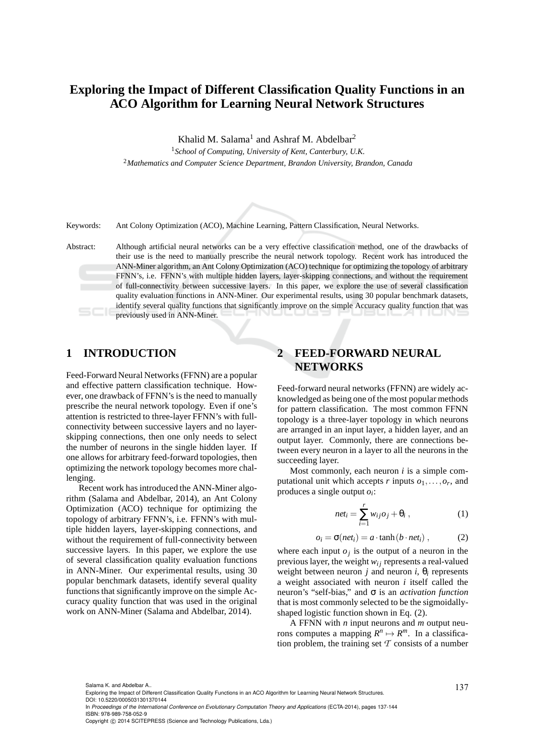# Exploring the Impact of Different Classification Quality Functions in an ACO Algorithm for Learning Neural Network Structures

Khalid M. Salama[1] and Ashraf M. Abdelbar[2]

[1]*School of Computing, University of Kent, Canterbury, U.K.*

[2]*Mathematics and Computer Science Department, Brandon University, Brandon, Canada*

Keywords: Ant Colony Optimization (ACO), Machine Learning, Pattern Classification, Neural Networks.

Abstract: Although artificial neural networks can be a very effective classification method, one of the drawbacks of their use is the need to manually prescribe the neural network topology. Recent work has introduced the ANN-Miner algorithm, an Ant Colony Optimization (ACO) technique for optimizing the topology of arbitrary FFNN's, i.e. FFNN's with multiple hidden layers, layer-skipping connections, and without the requirement of full-connectivity between successive layers. In this paper, we explore the use of several classification quality evaluation functions in ANN-Miner. Our experimental results, using 30 popular benchmark datasets, identify several quality functions that significantly improve on the simple Accuracy quality function that was previously used in ANN-Miner.

## 1 INTRODUCTION

Feed-Forward Neural Networks (FFNN) are a popular and effective pattern classification technique. However, one drawback of FFNN's is the need to manually prescribe the neural network topology. Even if one's attention is restricted to three-layer FFNN's with full-connectivity between successive layers and no layer-skipping connections, then one only needs to select the number of neurons in the single hidden layer. If one allows for arbitrary feed-forward topologies, then optimizing the network topology becomes more challenging.

Recent work has introduced the ANN-Miner algorithm (Salama and Abdelbar, 2014), an Ant Colony Optimization (ACO) technique for optimizing the topology of arbitrary FFNN's, i.e. FFNN's with multiple hidden layers, layer-skipping connections, and without the requirement of full-connectivity between successive layers. In this paper, we explore the use of several classification quality evaluation functions in ANN-Miner. Our experimental results, using 30 popular benchmark datasets, identify several quality functions that significantly improve on the simple Accuracy quality function that was used in the original work on ANN-Miner (Salama and Abdelbar, 2014).

## 2 FEED-FORWARD NEURAL NETWORKS

Feed-forward neural networks (FFNN) are widely acknowledged as being one of the most popular methods for pattern classification. The most common FFNN topology is a three-layer topology in which neurons are arranged in an input layer, a hidden layer, and an output layer. Commonly, there are connections between every neuron in a layer to all the neurons in the succeeding layer.

Most commonly, each neuron $i$ is a simple computational unit which accepts $r$ inputs $o_1, \ldots, o_r$, and produces a single output $o_i$:

$$net_i = \sum_{i=1}^{r} w_{ij} o_j + \theta_i \,, \tag{1}$$

$$o_i = \sigma(net_i) = a \cdot \tanh(b \cdot net_i) \,, \tag{2}$$

where each input $o_j$ is the output of a neuron in the previous layer, the weight $w_{ij}$ represents a real-valued weight between neuron $j$ and neuron $i$, $\theta_i$ represents a weight associated with neuron $i$ itself called the neuron's "self-bias," and $\sigma$ is an *activation function* that is most commonly selected to be the sigmoidally-shaped logistic function shown in Eq. (2).

A FFNN with $n$ input neurons and $m$ output neurons computes a mapping $R^n \mapsto R^m$. In a classification problem, the training set $\mathcal{T}$ consists of a number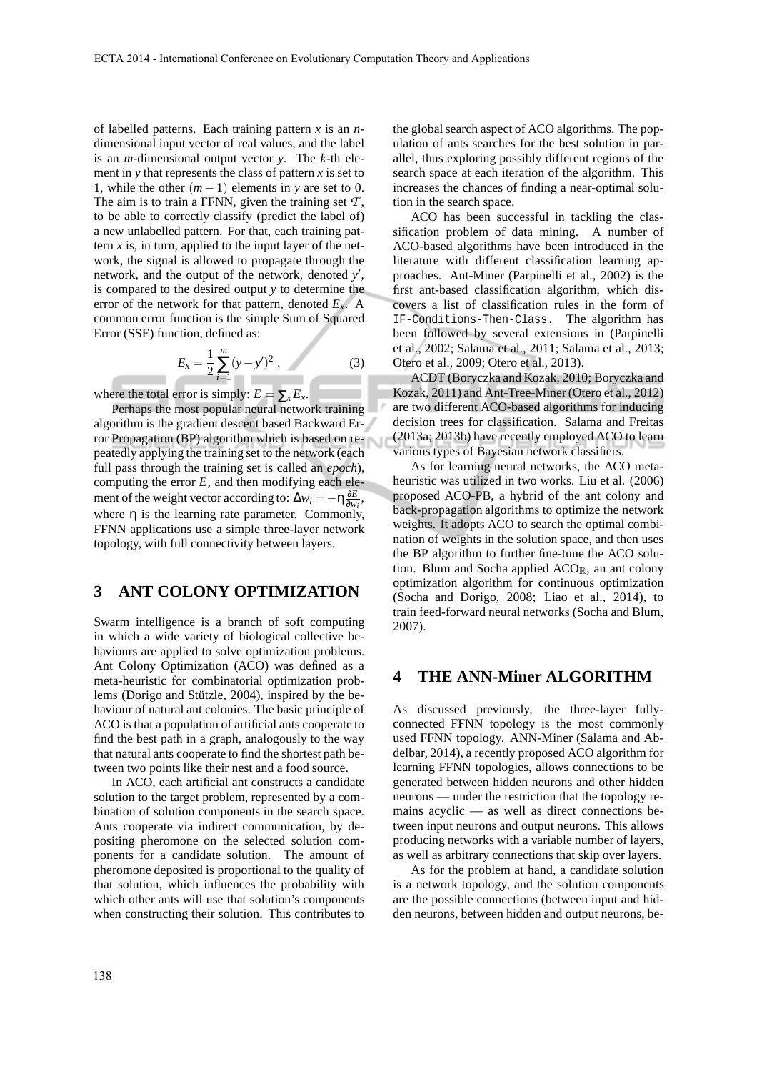of labelled patterns. Each training pattern $x$ is an $n$-dimensional input vector of real values, and the label is an $m$-dimensional output vector $y$. The $k$-th element in $y$ that represents the class of pattern $x$ is set to 1, while the other $(m-1)$ elements in $y$ are set to 0. The aim is to train a FFNN, given the training set $\mathcal{T}$, to be able to correctly classify (predict the label of) a new unlabelled pattern. For that, each training pattern $x$ is, in turn, applied to the input layer of the network, the signal is allowed to propagate through the network, and the output of the network, denoted $y'$, is compared to the desired output $y$ to determine the error of the network for that pattern, denoted $E_x$. A common error function is the simple Sum of Squared Error (SSE) function, defined as:

$$E_x = \frac{1}{2}\sum_{i=1}^{m}(y - y')^2 , \qquad (3)$$

where the total error is simply: $E = \sum_x E_x$.

Perhaps the most popular neural network training algorithm is the gradient descent based Backward Error Propagation (BP) algorithm which is based on repeatedly applying the training set to the network (each full pass through the training set is called an *epoch*), computing the error $E$, and then modifying each element of the weight vector according to: $\Delta w_i = -\eta \frac{\partial E}{\partial w_i}$, where $\eta$ is the learning rate parameter. Commonly, FFNN applications use a simple three-layer network topology, with full connectivity between layers.

## 3 ANT COLONY OPTIMIZATION

Swarm intelligence is a branch of soft computing in which a wide variety of biological collective behaviours are applied to solve optimization problems. Ant Colony Optimization (ACO) was defined as a meta-heuristic for combinatorial optimization problems (Dorigo and Stützle, 2004), inspired by the behaviour of natural ant colonies. The basic principle of ACO is that a population of artificial ants cooperate to find the best path in a graph, analogously to the way that natural ants cooperate to find the shortest path between two points like their nest and a food source.

In ACO, each artificial ant constructs a candidate solution to the target problem, represented by a combination of solution components in the search space. Ants cooperate via indirect communication, by depositing pheromone on the selected solution components for a candidate solution. The amount of pheromone deposited is proportional to the quality of that solution, which influences the probability with which other ants will use that solution's components when constructing their solution. This contributes to the global search aspect of ACO algorithms. The population of ants searches for the best solution in parallel, thus exploring possibly different regions of the search space at each iteration of the algorithm. This increases the chances of finding a near-optimal solution in the search space.

ACO has been successful in tackling the classification problem of data mining. A number of ACO-based algorithms have been introduced in the literature with different classification learning approaches. Ant-Miner (Parpinelli et al., 2002) is the first ant-based classification algorithm, which discovers a list of classification rules in the form of `IF-Conditions-Then-Class`. The algorithm has been followed by several extensions in (Parpinelli et al., 2002; Salama et al., 2011; Salama et al., 2013; Otero et al., 2009; Otero et al., 2013).

ACDT (Boryczka and Kozak, 2010; Boryczka and Kozak, 2011) and Ant-Tree-Miner (Otero et al., 2012) are two different ACO-based algorithms for inducing decision trees for classification. Salama and Freitas (2013a; 2013b) have recently employed ACO to learn various types of Bayesian network classifiers.

As for learning neural networks, the ACO meta-heuristic was utilized in two works. Liu et al. (2006) proposed ACO-PB, a hybrid of the ant colony and back-propagation algorithms to optimize the network weights. It adopts ACO to search the optimal combination of weights in the solution space, and then uses the BP algorithm to further fine-tune the ACO solution. Blum and Socha applied $\text{ACO}_{\mathbb{R}}$, an ant colony optimization algorithm for continuous optimization (Socha and Dorigo, 2008; Liao et al., 2014), to train feed-forward neural networks (Socha and Blum, 2007).

## 4 THE ANN-Miner ALGORITHM

As discussed previously, the three-layer fully-connected FFNN topology is the most commonly used FFNN topology. ANN-Miner (Salama and Abdelbar, 2014), a recently proposed ACO algorithm for learning FFNN topologies, allows connections to be generated between hidden neurons and other hidden neurons — under the restriction that the topology remains acyclic — as well as direct connections between input neurons and output neurons. This allows producing networks with a variable number of layers, as well as arbitrary connections that skip over layers.

As for the problem at hand, a candidate solution is a network topology, and the solution components are the possible connections (between input and hidden neurons, between hidden and output neurons, be-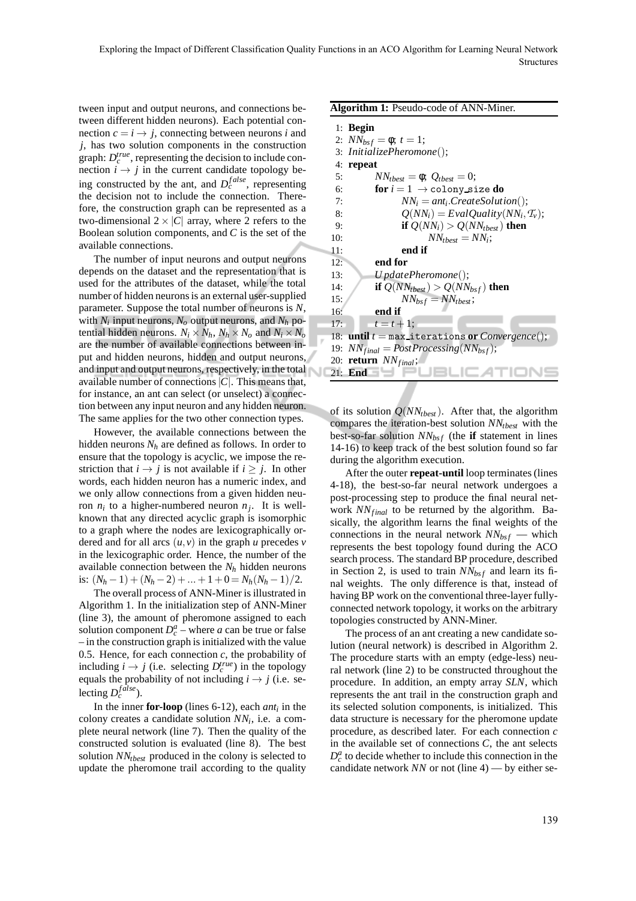tween input and output neurons, and connections between different hidden neurons). Each potential connection $c = i \rightarrow j$, connecting between neurons $i$ and $j$, has two solution components in the construction graph: $D_c^{true}$, representing the decision to include connection $i \rightarrow j$ in the current candidate topology being constructed by the ant, and $D_c^{false}$, representing the decision not to include the connection. Therefore, the construction graph can be represented as a two-dimensional $2 \times |C|$ array, where 2 refers to the Boolean solution components, and $C$ is the set of the available connections.

The number of input neurons and output neurons depends on the dataset and the representation that is used for the attributes of the dataset, while the total number of hidden neurons is an external user-supplied parameter. Suppose the total number of neurons is $N$, with $N_i$ input neurons, $N_o$ output neurons, and $N_h$ potential hidden neurons. $N_i \times N_h$, $N_h \times N_o$ and $N_i \times N_o$ are the number of available connections between input and hidden neurons, hidden and output neurons, and input and output neurons, respectively, in the total available number of connections $|C|$. This means that, for instance, an ant can select (or unselect) a connection between any input neuron and any hidden neuron. The same applies for the two other connection types.

However, the available connections between the hidden neurons $N_h$ are defined as follows. In order to ensure that the topology is acyclic, we impose the restriction that $i \rightarrow j$ is not available if $i \geq j$. In other words, each hidden neuron has a numeric index, and we only allow connections from a given hidden neuron $n_i$ to a higher-numbered neuron $n_j$. It is well-known that any directed acyclic graph is isomorphic to a graph where the nodes are lexicographically ordered and for all arcs $(u, v)$ in the graph $u$ precedes $v$ in the lexicographic order. Hence, the number of the available connection between the $N_h$ hidden neurons is: $(N_h - 1) + (N_h - 2) + ... + 1 + 0 = N_h(N_h - 1)/2$.

The overall process of ANN-Miner is illustrated in Algorithm 1. In the initialization step of ANN-Miner (line 3), the amount of pheromone assigned to each solution component $D_c^a$ – where $a$ can be true or false – in the construction graph is initialized with the value 0.5. Hence, for each connection $c$, the probability of including $i \rightarrow j$ (i.e. selecting $D_c^{true}$) in the topology equals the probability of not including $i \rightarrow j$ (i.e. selecting $D_c^{false}$).

In the inner **for-loop** (lines 6-12), each $ant_i$ in the colony creates a candidate solution $NN_i$, i.e. a complete neural network (line 7). Then the quality of the constructed solution is evaluated (line 8). The best solution $NN_{tbest}$ produced in the colony is selected to update the pheromone trail according to the quality of its solution $Q(NN_{tbest})$. After that, the algorithm compares the iteration-best solution $NN_{tbest}$ with the best-so-far solution $NN_{bsf}$ (the **if** statement in lines 14-16) to keep track of the best solution found so far during the algorithm execution.

**Algorithm 1:** Pseudo-code of ANN-Miner.

```
1:  Begin
2:  NN_bsf = φ; t = 1;
3:  InitializePheromone();
4:  repeat
5:      NN_tbest = φ; Q_tbest = 0;
6:      for i = 1 → colony_size do
7:          NN_i = ant_i.CreateSolution();
8:          Q(NN_i) = EvalQuality(NN_i, T_v);
9:          if Q(NN_i) > Q(NN_tbest) then
10:             NN_tbest = NN_i;
11:         end if
12:     end for
13:     UpdatePheromone();
14:     if Q(NN_tbest) > Q(NN_bsf) then
15:         NN_bsf = NN_tbest;
16:     end if
17:     t = t + 1;
18: until t = max_iterations or Convergence();
19: NN_final = PostProcessing(NN_bsf);
20: return NN_final;
21: End
```

After the outer **repeat-until** loop terminates (lines 4-18), the best-so-far neural network undergoes a post-processing step to produce the final neural network $NN_{final}$ to be returned by the algorithm. Basically, the algorithm learns the final weights of the connections in the neural network $NN_{bsf}$ — which represents the best topology found during the ACO search process. The standard BP procedure, described in Section 2, is used to train $NN_{bsf}$ and learn its final weights. The only difference is that, instead of having BP work on the conventional three-layer fully-connected network topology, it works on the arbitrary topologies constructed by ANN-Miner.

The process of an ant creating a new candidate solution (neural network) is described in Algorithm 2. The procedure starts with an empty (edge-less) neural network (line 2) to be constructed throughout the procedure. In addition, an empty array *SLN*, which represents the ant trail in the construction graph and its selected solution components, is initialized. This data structure is necessary for the pheromone update procedure, as described later. For each connection $c$ in the available set of connections $C$, the ant selects $D_c^a$ to decide whether to include this connection in the candidate network $NN$ or not (line 4) — by either se-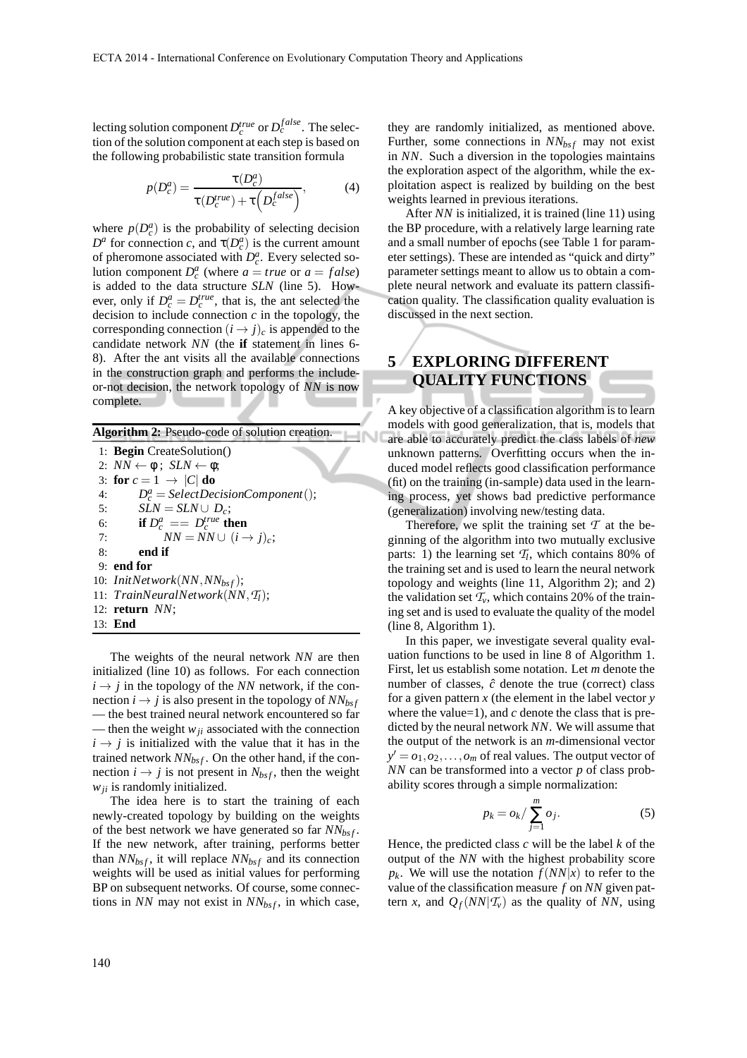lecting solution component $D_c^{true}$ or $D_c^{false}$. The selection of the solution component at each step is based on the following probabilistic state transition formula

$$p(D_c^a) = \frac{\tau(D_c^a)}{\tau(D_c^{true}) + \tau\left(D_c^{false}\right)}, \quad (4)$$

where $p(D_c^a)$ is the probability of selecting decision $D^a$ for connection $c$, and $\tau(D_c^a)$ is the current amount of pheromone associated with $D_c^a$. Every selected solution component $D_c^a$ (where $a = true$ or $a = false$) is added to the data structure *SLN* (line 5). However, only if $D_c^a = D_c^{true}$, that is, the ant selected the decision to include connection $c$ in the topology, the corresponding connection $(i \rightarrow j)_c$ is appended to the candidate network *NN* (the **if** statement in lines 6-8). After the ant visits all the available connections in the construction graph and performs the include-or-not decision, the network topology of *NN* is now complete.

**Algorithm 2:** Pseudo-code of solution creation.

```
1:  Begin CreateSolution()
2:  NN ← φ;  SLN ← φ;
3:  for c = 1 → |C| do
4:      D_c^a = SelectDecisionComponent();
5:      SLN = SLN ∪ D_c;
6:      if D_c^a == D_c^true then
7:          NN = NN ∪ (i → j)_c;
8:      end if
9:  end for
10: InitNetwork(NN, NN_bsf);
11: TrainNeuralNetwork(NN, T_l);
12: return NN;
13: End
```

The weights of the neural network *NN* are then initialized (line 10) as follows. For each connection $i \rightarrow j$ in the topology of the *NN* network, if the connection $i \rightarrow j$ is also present in the topology of $NN_{bsf}$ — the best trained neural network encountered so far — then the weight $w_{ji}$ associated with the connection $i \rightarrow j$ is initialized with the value that it has in the trained network $NN_{bsf}$. On the other hand, if the connection $i \rightarrow j$ is not present in $N_{bsf}$, then the weight $w_{ji}$ is randomly initialized.

The idea here is to start the training of each newly-created topology by building on the weights of the best network we have generated so far $NN_{bsf}$. If the new network, after training, performs better than $NN_{bsf}$, it will replace $NN_{bsf}$ and its connection weights will be used as initial values for performing BP on subsequent networks. Of course, some connections in *NN* may not exist in $NN_{bsf}$, in which case, they are randomly initialized, as mentioned above. Further, some connections in $NN_{bsf}$ may not exist in *NN*. Such a diversion in the topologies maintains the exploration aspect of the algorithm, while the exploitation aspect is realized by building on the best weights learned in previous iterations.

After *NN* is initialized, it is trained (line 11) using the BP procedure, with a relatively large learning rate and a small number of epochs (see Table 1 for parameter settings). These are intended as "quick and dirty" parameter settings meant to allow us to obtain a complete neural network and evaluate its pattern classification quality. The classification quality evaluation is discussed in the next section.

## 5 EXPLORING DIFFERENT QUALITY FUNCTIONS

A key objective of a classification algorithm is to learn models with good generalization, that is, models that are able to accurately predict the class labels of *new* unknown patterns. Overfitting occurs when the induced model reflects good classification performance (fit) on the training (in-sample) data used in the learning process, yet shows bad predictive performance (generalization) involving new/testing data.

Therefore, we split the training set $\mathcal{T}$ at the beginning of the algorithm into two mutually exclusive parts: 1) the learning set $\mathcal{T}_l$, which contains 80% of the training set and is used to learn the neural network topology and weights (line 11, Algorithm 2); and 2) the validation set $\mathcal{T}_v$, which contains 20% of the training set and is used to evaluate the quality of the model (line 8, Algorithm 1).

In this paper, we investigate several quality evaluation functions to be used in line 8 of Algorithm 1. First, let us establish some notation. Let $m$ denote the number of classes, $\hat{c}$ denote the true (correct) class for a given pattern $x$ (the element in the label vector $y$ where the value=1), and $c$ denote the class that is predicted by the neural network *NN*. We will assume that the output of the network is an $m$-dimensional vector $y' = o_1, o_2, \ldots, o_m$ of real values. The output vector of *NN* can be transformed into a vector $p$ of class probability scores through a simple normalization:

$$p_k = o_k / \sum_{j=1}^{m} o_j. \quad (5)$$

Hence, the predicted class $c$ will be the label $k$ of the output of the *NN* with the highest probability score $p_k$. We will use the notation $f(NN|x)$ to refer to the value of the classification measure $f$ on *NN* given pattern $x$, and $Q_f(NN|\mathcal{T}_v)$ as the quality of *NN*, using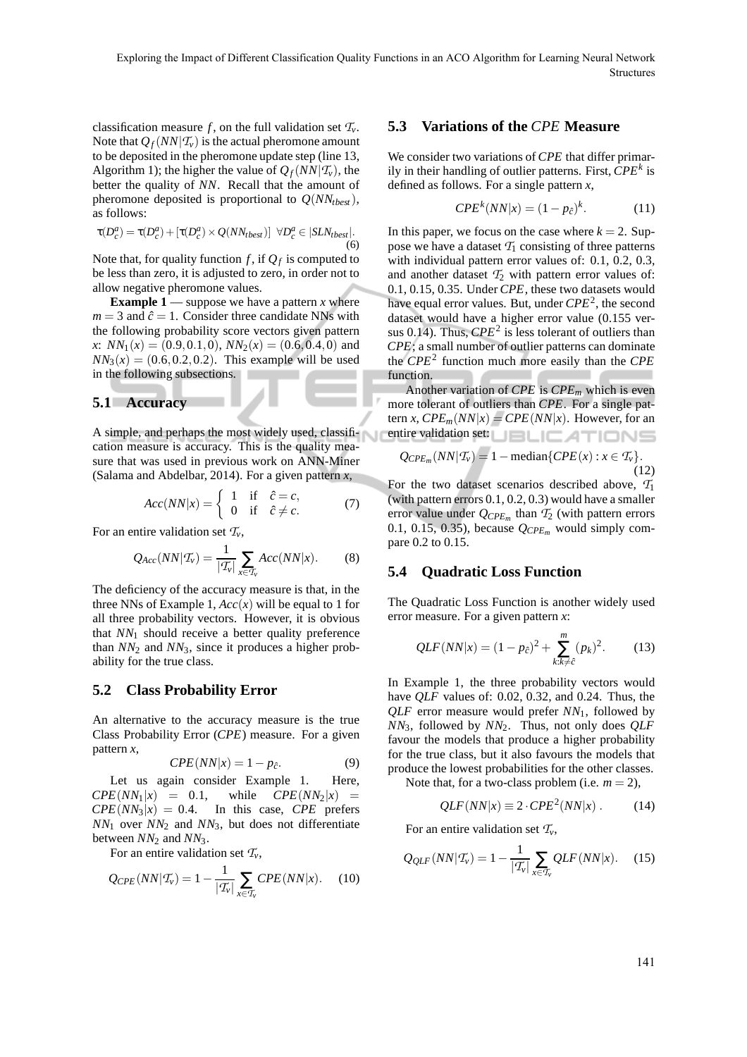classification measure $f$, on the full validation set $\mathcal{T}_v$. Note that $Q_f(NN|\mathcal{T}_v)$ is the actual pheromone amount to be deposited in the pheromone update step (line 13, Algorithm 1); the higher the value of $Q_f(NN|\mathcal{T}_v)$, the better the quality of $NN$. Recall that the amount of pheromone deposited is proportional to $Q(NN_{tbest})$, as follows:

$$\tau(D^a_c) = \tau(D^a_c) + [\tau(D^a_c) \times Q(NN_{tbest})] \ \ \forall D^a_c \in |SLN_{tbest}|. \tag{6}$$

Note that, for quality function $f$, if $Q_f$ is computed to be less than zero, it is adjusted to zero, in order not to allow negative pheromone values.

**Example 1** — suppose we have a pattern $x$ where $m = 3$ and $\hat{c} = 1$. Consider three candidate NNs with the following probability score vectors given pattern $x$: $NN_1(x) = (0.9, 0.1, 0)$, $NN_2(x) = (0.6, 0.4, 0)$ and $NN_3(x) = (0.6, 0.2, 0.2)$. This example will be used in the following subsections.

### 5.1 Accuracy

A simple, and perhaps the most widely used, classification measure is accuracy. This is the quality measure that was used in previous work on ANN-Miner (Salama and Abdelbar, 2014). For a given pattern $x$,

$$Acc(NN|x) = \begin{cases} 1 & \text{if} \quad \hat{c} = c, \\ 0 & \text{if} \quad \hat{c} \neq c. \end{cases} \tag{7}$$

For an entire validation set $\mathcal{T}_v$,

$$Q_{Acc}(NN|\mathcal{T}_v) = \frac{1}{|\mathcal{T}_v|} \sum_{x \in \mathcal{T}_v} Acc(NN|x). \tag{8}$$

The deficiency of the accuracy measure is that, in the three NNs of Example 1, $Acc(x)$ will be equal to 1 for all three probability vectors. However, it is obvious that $NN_1$ should receive a better quality preference than $NN_2$ and $NN_3$, since it produces a higher probability for the true class.

### 5.2 Class Probability Error

An alternative to the accuracy measure is the true Class Probability Error ($CPE$) measure. For a given pattern $x$,

$$CPE(NN|x) = 1 - p_{\hat{c}}. \tag{9}$$

Let us again consider Example 1. Here, $CPE(NN_1|x) = 0.1$, while $CPE(NN_2|x) = CPE(NN_3|x) = 0.4$. In this case, $CPE$ prefers $NN_1$ over $NN_2$ and $NN_3$, but does not differentiate between $NN_2$ and $NN_3$.

For an entire validation set $\mathcal{T}_v$,

$$Q_{CPE}(NN|\mathcal{T}_v) = 1 - \frac{1}{|\mathcal{T}_v|} \sum_{x \in \mathcal{T}_v} CPE(NN|x). \tag{10}$$

### 5.3 Variations of the $CPE$ Measure

We consider two variations of $CPE$ that differ primarily in their handling of outlier patterns. First, $CPE^k$ is defined as follows. For a single pattern $x$,

$$CPE^k(NN|x) = (1 - p_{\hat{c}})^k. \tag{11}$$

In this paper, we focus on the case where $k = 2$. Suppose we have a dataset $\mathcal{T}_1$ consisting of three patterns with individual pattern error values of: 0.1, 0.2, 0.3, and another dataset $\mathcal{T}_2$ with pattern error values of: 0.1, 0.15, 0.35. Under $CPE$, these two datasets would have equal error values. But, under $CPE^2$, the second dataset would have a higher error value (0.155 versus 0.14). Thus, $CPE^2$ is less tolerant of outliers than $CPE$; a small number of outlier patterns can dominate the $CPE^2$ function much more easily than the $CPE$ function.

Another variation of $CPE$ is $CPE_m$ which is even more tolerant of outliers than $CPE$. For a single pattern $x$, $CPE_m(NN|x) = CPE(NN|x)$. However, for an entire validation set:

$$Q_{CPE_m}(NN|\mathcal{T}_v) = 1 - \text{median}\{CPE(x) : x \in \mathcal{T}_v\}. \tag{12}$$

For the two dataset scenarios described above, $\mathcal{T}_1$ (with pattern errors 0.1, 0.2, 0.3) would have a smaller error value under $Q_{CPE_m}$ than $\mathcal{T}_2$ (with pattern errors 0.1, 0.15, 0.35), because $Q_{CPE_m}$ would simply compare 0.2 to 0.15.

### 5.4 Quadratic Loss Function

The Quadratic Loss Function is another widely used error measure. For a given pattern $x$:

$$QLF(NN|x) = (1 - p_{\hat{c}})^2 + \sum_{k:k \neq \hat{c}}^{m} (p_k)^2. \tag{13}$$

In Example 1, the three probability vectors would have $QLF$ values of: 0.02, 0.32, and 0.24. Thus, the $QLF$ error measure would prefer $NN_1$, followed by $NN_3$, followed by $NN_2$. Thus, not only does $QLF$ favour the models that produce a higher probability for the true class, but it also favours the models that produce the lowest probabilities for the other classes.

Note that, for a two-class problem (i.e. $m = 2$),

$$QLF(NN|x) \equiv 2 \cdot CPE^2(NN|x) \,. \tag{14}$$

For an entire validation set $\mathcal{T}_v$,

$$Q_{QLF}(NN|\mathcal{T}_v) = 1 - \frac{1}{|\mathcal{T}_v|} \sum_{x \in \mathcal{T}_v} QLF(NN|x). \tag{15}$$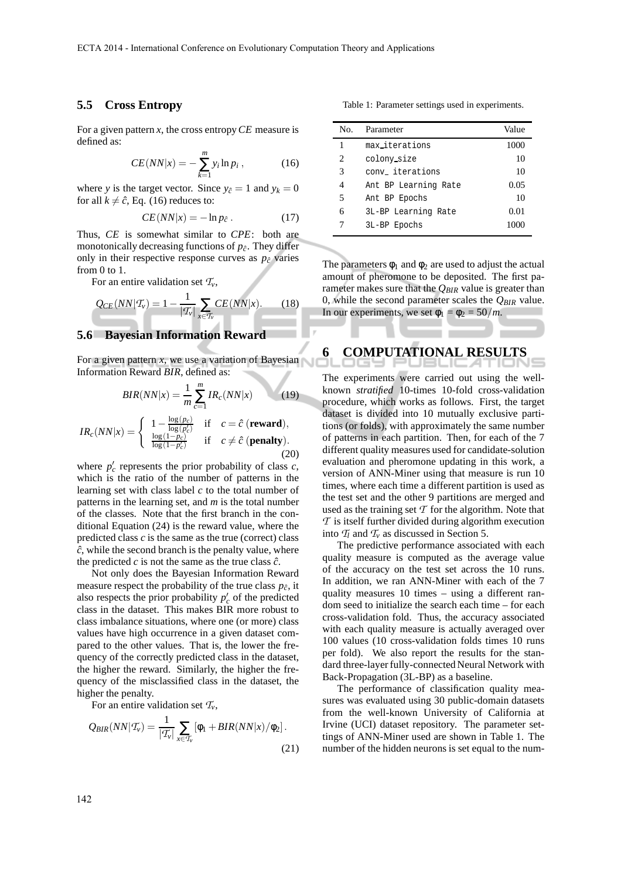### 5.5 Cross Entropy

For a given pattern $x$, the cross entropy $CE$ measure is defined as:

$$CE(NN|x) = -\sum_{k=1}^{m} y_i \ln p_i \,, \tag{16}$$

where $y$ is the target vector. Since $y_{\hat{c}} = 1$ and $y_k = 0$ for all $k \neq \hat{c}$, Eq. (16) reduces to:

$$CE(NN|x) = -\ln p_{\hat{c}} \,. \tag{17}$$

Thus, $CE$ is somewhat similar to $CPE$: both are monotonically decreasing functions of $p_{\hat{c}}$. They differ only in their respective response curves as $p_{\hat{c}}$ varies from 0 to 1.

For an entire validation set $\mathcal{T}_v$,

$$Q_{CE}(NN|\mathcal{T}_v) = 1 - \frac{1}{|\mathcal{T}_v|}\sum_{x \in \mathcal{T}_v} CE(NN|x). \tag{18}$$

### 5.6 Bayesian Information Reward

For a given pattern $x$, we use a variation of Bayesian Information Reward $BIR$, defined as:

$$BIR(NN|x) = \frac{1}{m}\sum_{c=1}^{m} IR_c(NN|x) \tag{19}$$

$$IR_c(NN|x) = \begin{cases} 1 - \frac{\log(p_c)}{\log(p'_c)} & \text{if} \quad c = \hat{c} \ (\textbf{reward}), \\ \frac{\log(1-p_c)}{\log(1-p'_c)} & \text{if} \quad c \neq \hat{c} \ (\textbf{penalty}). \end{cases} \tag{20}$$

where $p'_c$ represents the prior probability of class $c$, which is the ratio of the number of patterns in the learning set with class label $c$ to the total number of patterns in the learning set, and $m$ is the total number of the classes. Note that the first branch in the conditional Equation (24) is the reward value, where the predicted class $c$ is the same as the true (correct) class $\hat{c}$, while the second branch is the penalty value, where the predicted $c$ is not the same as the true class $\hat{c}$.

Not only does the Bayesian Information Reward measure respect the probability of the true class $p_{\hat{c}}$, it also respects the prior probability $p'_c$ of the predicted class in the dataset. This makes BIR more robust to class imbalance situations, where one (or more) class values have high occurrence in a given dataset compared to the other values. That is, the lower the frequency of the correctly predicted class in the dataset, the higher the reward. Similarly, the higher the frequency of the misclassified class in the dataset, the higher the penalty.

For an entire validation set $\mathcal{T}_v$,

$$Q_{BIR}(NN|\mathcal{T}_v) = \frac{1}{|\mathcal{T}_v|}\sum_{x \in \mathcal{T}_v} [\phi_1 + BIR(NN|x)/\phi_2] \,. \tag{21}$$

Table 1: Parameter settings used in experiments.

| No. | Parameter | Value |
|---|---|---|
| 1 | max_iterations | 1000 |
| 2 | colony_size | 10 |
| 3 | conv_ iterations | 10 |
| 4 | Ant BP Learning Rate | 0.05 |
| 5 | Ant BP Epochs | 10 |
| 6 | 3L-BP Learning Rate | 0.01 |
| 7 | 3L-BP Epochs | 1000 |

The parameters $\phi_1$ and $\phi_2$ are used to adjust the actual amount of pheromone to be deposited. The first parameter makes sure that the $Q_{BIR}$ value is greater than 0, while the second parameter scales the $Q_{BIR}$ value. In our experiments, we set $\phi_1 = \phi_2 = 50/m$.

## 6 COMPUTATIONAL RESULTS

The experiments were carried out using the well-known *stratified* 10-times 10-fold cross-validation procedure, which works as follows. First, the target dataset is divided into 10 mutually exclusive partitions (or folds), with approximately the same number of patterns in each partition. Then, for each of the 7 different quality measures used for candidate-solution evaluation and pheromone updating in this work, a version of ANN-Miner using that measure is run 10 times, where each time a different partition is used as the test set and the other 9 partitions are merged and used as the training set $\mathcal{T}$ for the algorithm. Note that $\mathcal{T}$ is itself further divided during algorithm execution into $\mathcal{T}_l$ and $\mathcal{T}_v$ as discussed in Section 5.

The predictive performance associated with each quality measure is computed as the average value of the accuracy on the test set across the 10 runs. In addition, we ran ANN-Miner with each of the 7 quality measures 10 times – using a different random seed to initialize the search each time – for each cross-validation fold. Thus, the accuracy associated with each quality measure is actually averaged over 100 values (10 cross-validation folds times 10 runs per fold). We also report the results for the standard three-layer fully-connected Neural Network with Back-Propagation (3L-BP) as a baseline.

The performance of classification quality measures was evaluated using 30 public-domain datasets from the well-known University of California at Irvine (UCI) dataset repository. The parameter settings of ANN-Miner used are shown in Table 1. The number of the hidden neurons is set equal to the num-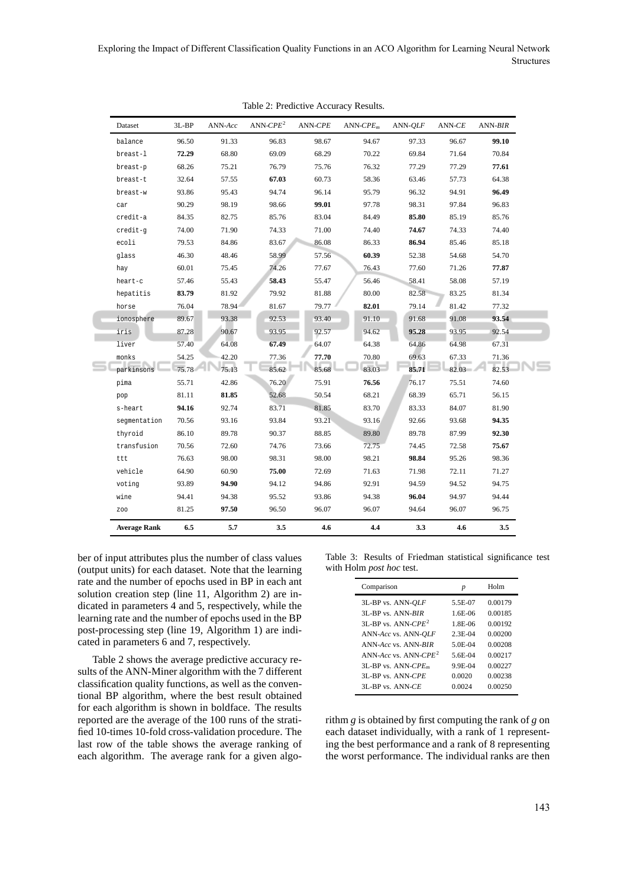Table 2: Predictive Accuracy Results.

| Dataset | 3L-BP | ANN-*Acc* | ANN-$CPE^2$ | ANN-*CPE* | ANN-$CPE_m$ | ANN-*QLF* | ANN-*CE* | ANN-*BIR* |
|---|---|---|---|---|---|---|---|---|
| balance | 96.50 | 91.33 | 96.83 | 98.67 | 94.67 | 97.33 | 96.67 | **99.10** |
| breast-l | **72.29** | 68.80 | 69.09 | 68.29 | 70.22 | 69.84 | 71.64 | 70.84 |
| breast-p | 68.26 | 75.21 | 76.79 | 75.76 | 76.32 | 77.29 | 77.29 | **77.61** |
| breast-t | 32.64 | 57.55 | **67.03** | 60.73 | 58.36 | 63.46 | 57.73 | 64.38 |
| breast-w | 93.86 | 95.43 | 94.74 | 96.14 | 95.79 | 96.32 | 94.91 | **96.49** |
| car | 90.29 | 98.19 | 98.66 | **99.01** | 97.78 | 98.31 | 97.84 | 96.83 |
| credit-a | 84.35 | 82.75 | 85.76 | 83.04 | 84.49 | **85.80** | 85.19 | 85.76 |
| credit-g | 74.00 | 71.90 | 74.33 | 71.00 | 74.40 | **74.67** | 74.33 | 74.40 |
| ecoli | 79.53 | 84.86 | 83.67 | 86.08 | 86.33 | **86.94** | 85.46 | 85.18 |
| glass | 46.30 | 48.46 | 58.99 | 57.56 | **60.39** | 52.38 | 54.68 | 54.70 |
| hay | 60.01 | 75.45 | 74.26 | 77.67 | 76.43 | 77.60 | 71.26 | **77.87** |
| heart-c | 57.46 | 55.43 | **58.43** | 55.47 | 56.46 | 58.41 | 58.08 | 57.19 |
| hepatitis | **83.79** | 81.92 | 79.92 | 81.88 | 80.00 | 82.58 | 83.25 | 81.34 |
| horse | 76.04 | 78.94 | 81.67 | 79.77 | **82.01** | 79.14 | 81.42 | 77.32 |
| ionosphere | 89.67 | 93.38 | 92.53 | 93.40 | 91.10 | 91.68 | 91.08 | **93.54** |
| iris | 87.28 | 90.67 | 93.95 | 92.57 | 94.62 | **95.28** | 93.95 | 92.54 |
| liver | 57.40 | 64.08 | **67.49** | 64.07 | 64.38 | 64.86 | 64.98 | 67.31 |
| monks | 54.25 | 42.20 | 77.36 | **77.70** | 70.80 | 69.63 | 67.33 | 71.36 |
| parkinsons | 75.78 | 75.13 | 85.62 | 85.68 | 83.03 | **85.71** | 82.03 | 82.53 |
| pima | 55.71 | 42.86 | 76.20 | 75.91 | **76.56** | 76.17 | 75.51 | 74.60 |
| pop | 81.11 | **81.85** | 52.68 | 50.54 | 68.21 | 68.39 | 65.71 | 56.15 |
| s-heart | **94.16** | 92.74 | 83.71 | 81.85 | 83.70 | 83.33 | 84.07 | 81.90 |
| segmentation | 70.56 | 93.16 | 93.84 | 93.21 | 93.16 | 92.66 | 93.68 | **94.35** |
| thyroid | 86.10 | 89.78 | 90.37 | 88.85 | 89.80 | 89.78 | 87.99 | **92.30** |
| transfusion | 70.56 | 72.60 | 74.76 | 73.66 | 72.75 | 74.45 | 72.58 | **75.67** |
| ttt | 76.63 | 98.00 | 98.31 | 98.00 | 98.21 | **98.84** | 95.26 | 98.36 |
| vehicle | 64.90 | 60.90 | **75.00** | 72.69 | 71.63 | 71.98 | 72.11 | 71.27 |
| voting | 93.89 | **94.90** | 94.12 | 94.86 | 92.91 | 94.59 | 94.52 | 94.75 |
| wine | 94.41 | 94.38 | 95.52 | 93.86 | 94.38 | **96.04** | 94.97 | 94.44 |
| zoo | 81.25 | **97.50** | 96.50 | 96.07 | 96.07 | 94.64 | 96.07 | 96.75 |
| **Average Rank** | **6.5** | **5.7** | **3.5** | **4.6** | **4.4** | **3.3** | **4.6** | **3.5** |

ber of input attributes plus the number of class values (output units) for each dataset. Note that the learning rate and the number of epochs used in BP in each ant solution creation step (line 11, Algorithm 2) are indicated in parameters 4 and 5, respectively, while the learning rate and the number of epochs used in the BP post-processing step (line 19, Algorithm 1) are indicated in parameters 6 and 7, respectively.

Table 2 shows the average predictive accuracy results of the ANN-Miner algorithm with the 7 different classification quality functions, as well as the conventional BP algorithm, where the best result obtained for each algorithm is shown in boldface. The results reported are the average of the 100 runs of the stratified 10-times 10-fold cross-validation procedure. The last row of the table shows the average ranking of each algorithm. The average rank for a given algorithm $g$ is obtained by first computing the rank of $g$ on each dataset individually, with a rank of 1 representing the best performance and a rank of 8 representing the worst performance. The individual ranks are then

Table 3: Results of Friedman statistical significance test with Holm *post hoc* test.

| Comparison | *p* | Holm |
|---|---|---|
| 3L-BP vs. ANN-*QLF* | 5.5E-07 | 0.00179 |
| 3L-BP vs. ANN-*BIR* | 1.6E-06 | 0.00185 |
| 3L-BP vs. ANN-$CPE^2$ | 1.8E-06 | 0.00192 |
| ANN-*Acc* vs. ANN-*QLF* | 2.3E-04 | 0.00200 |
| ANN-*Acc* vs. ANN-*BIR* | 5.0E-04 | 0.00208 |
| ANN-*Acc* vs. ANN-$CPE^2$ | 5.6E-04 | 0.00217 |
| 3L-BP vs. ANN-$CPE_m$ | 9.9E-04 | 0.00227 |
| 3L-BP vs. ANN-*CPE* | 0.0020 | 0.00238 |
| 3L-BP vs. ANN-*CE* | 0.0024 | 0.00250 |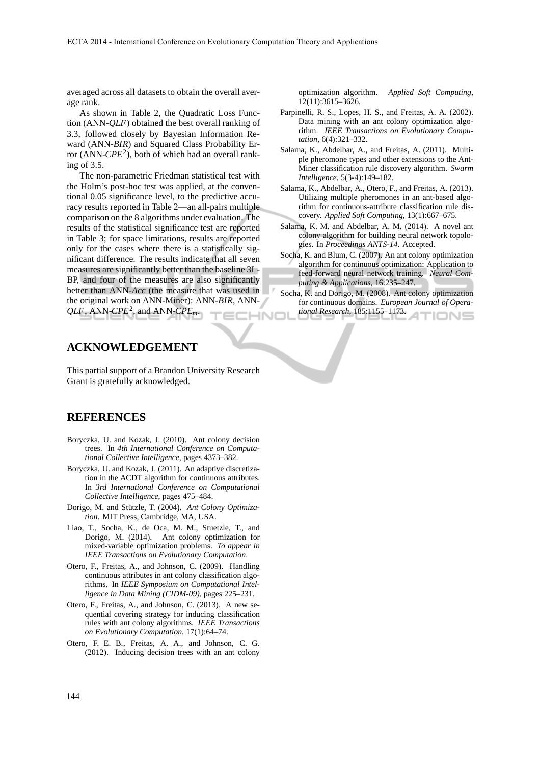averaged across all datasets to obtain the overall average rank.

As shown in Table 2, the Quadratic Loss Function (ANN-*QLF*) obtained the best overall ranking of 3.3, followed closely by Bayesian Information Reward (ANN-*BIR*) and Squared Class Probability Error (ANN-$CPE^2$), both of which had an overall ranking of 3.5.

The non-parametric Friedman statistical test with the Holm's post-hoc test was applied, at the conventional 0.05 significance level, to the predictive accuracy results reported in Table 2—an all-pairs multiple comparison on the 8 algorithms under evaluation. The results of the statistical significance test are reported in Table 3; for space limitations, results are reported only for the cases where there is a statistically significant difference. The results indicate that all seven measures are significantly better than the baseline 3L-BP, and four of the measures are also significantly better than ANN-*Acc* (the measure that was used in the original work on ANN-Miner): ANN-*BIR*, ANN-*QLF*, ANN-$CPE^2$, and ANN-$CPE_m$.

## ACKNOWLEDGEMENT

This partial support of a Brandon University Research Grant is gratefully acknowledged.

## REFERENCES

Boryczka, U. and Kozak, J. (2010). Ant colony decision trees. In *4th International Conference on Computational Collective Intelligence*, pages 4373–382.

Boryczka, U. and Kozak, J. (2011). An adaptive discretization in the ACDT algorithm for continuous attributes. In *3rd International Conference on Computational Collective Intelligence*, pages 475–484.

Dorigo, M. and Stützle, T. (2004). *Ant Colony Optimization*. MIT Press, Cambridge, MA, USA.

Liao, T., Socha, K., de Oca, M. M., Stuetzle, T., and Dorigo, M. (2014). Ant colony optimization for mixed-variable optimization problems. *To appear in IEEE Transactions on Evolutionary Computation*.

Otero, F., Freitas, A., and Johnson, C. (2009). Handling continuous attributes in ant colony classification algorithms. In *IEEE Symposium on Computational Intelligence in Data Mining (CIDM-09)*, pages 225–231.

Otero, F., Freitas, A., and Johnson, C. (2013). A new sequential covering strategy for inducing classification rules with ant colony algorithms. *IEEE Transactions on Evolutionary Computation*, 17(1):64–74.

Otero, F. E. B., Freitas, A. A., and Johnson, C. G. (2012). Inducing decision trees with an ant colony optimization algorithm. *Applied Soft Computing*, 12(11):3615–3626.

Parpinelli, R. S., Lopes, H. S., and Freitas, A. A. (2002). Data mining with an ant colony optimization algorithm. *IEEE Transactions on Evolutionary Computation*, 6(4):321–332.

Salama, K., Abdelbar, A., and Freitas, A. (2011). Multiple pheromone types and other extensions to the Ant-Miner classification rule discovery algorithm. *Swarm Intelligence*, 5(3-4):149–182.

Salama, K., Abdelbar, A., Otero, F., and Freitas, A. (2013). Utilizing multiple pheromones in an ant-based algorithm for continuous-attribute classification rule discovery. *Applied Soft Computing*, 13(1):667–675.

Salama, K. M. and Abdelbar, A. M. (2014). A novel ant colony algorithm for building neural network topologies. In *Proceedings ANTS-14*. Accepted.

Socha, K. and Blum, C. (2007). An ant colony optimization algorithm for continuous optimization: Application to feed-forward neural network training. *Neural Computing & Applications*, 16:235–247.

Socha, K. and Dorigo, M. (2008). Ant colony optimization for continuous domains. *European Journal of Operational Research*, 185:1155–1173.